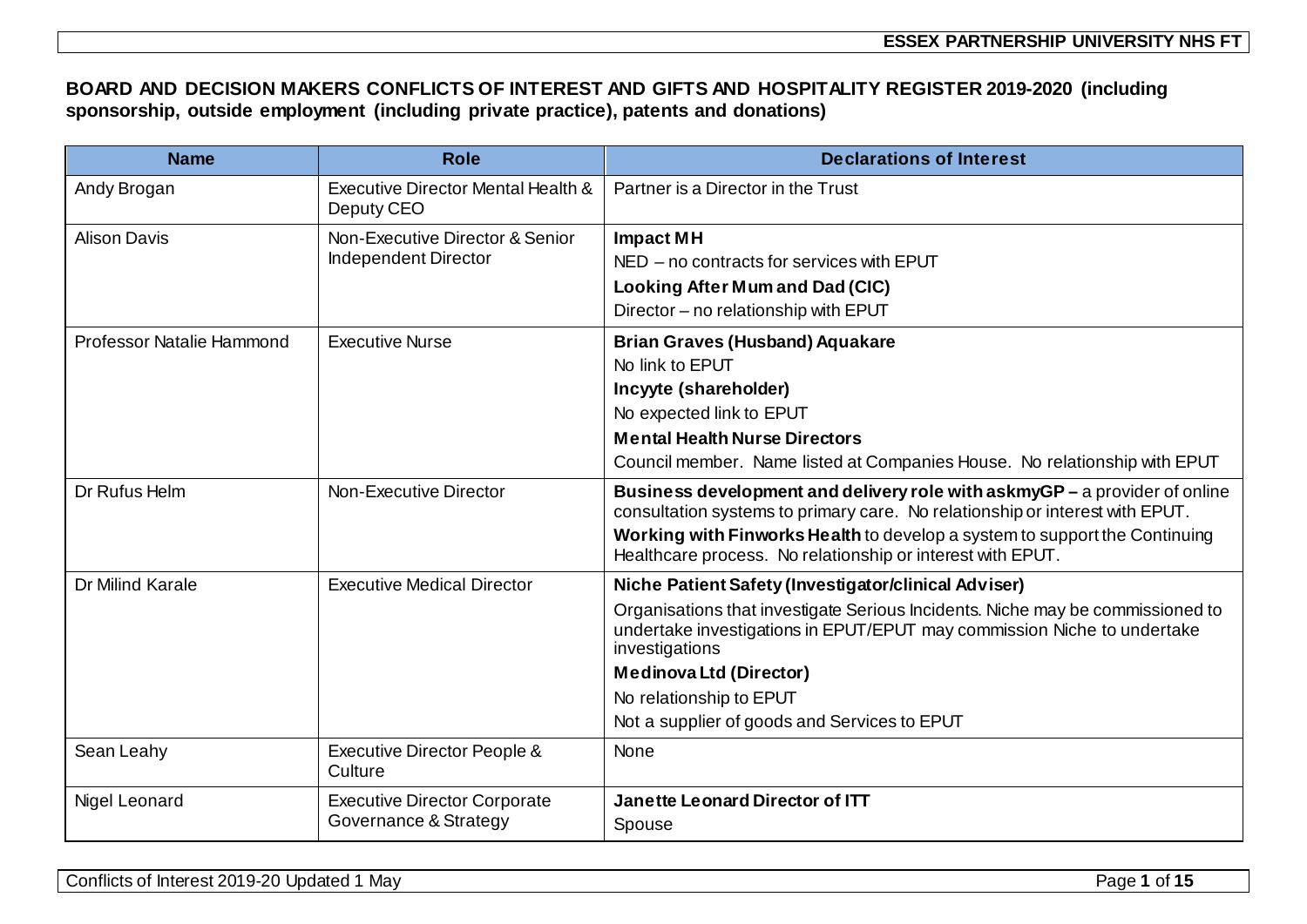## BOARD AND DECISION MAKERS CONFLICTS OF INTEREST AND GIFTS AND HOSPITALITY REGISTER 2019-2020 (including sponsorship, outside employment (including private practice), patents and donations)

| Name | Role | Declarations of Interest |
|---|---|---|
| Andy Brogan | Executive Director Mental Health & Deputy CEO | Partner is a Director in the Trust |
| Alison Davis | Non-Executive Director & Senior Independent Director | **Impact MH**<br>NED – no contracts for services with EPUT<br>**Looking After Mum and Dad (CIC)**<br>Director – no relationship with EPUT |
| Professor Natalie Hammond | Executive Nurse | **Brian Graves (Husband) Aquakare**<br>No link to EPUT<br>**Incyyte (shareholder)**<br>No expected link to EPUT<br>**Mental Health Nurse Directors**<br>Council member. Name listed at Companies House. No relationship with EPUT |
| Dr Rufus Helm | Non-Executive Director | **Business development and delivery role with askmyGP –** a provider of online consultation systems to primary care. No relationship or interest with EPUT.<br>**Working with Finworks Health** to develop a system to support the Continuing Healthcare process. No relationship or interest with EPUT. |
| Dr Milind Karale | Executive Medical Director | **Niche Patient Safety (Investigator/clinical Adviser)**<br>Organisations that investigate Serious Incidents. Niche may be commissioned to undertake investigations in EPUT/EPUT may commission Niche to undertake investigations<br>**Medinova Ltd (Director)**<br>No relationship to EPUT<br>Not a supplier of goods and Services to EPUT |
| Sean Leahy | Executive Director People & Culture | None |
| Nigel Leonard | Executive Director Corporate Governance & Strategy | **Janette Leonard Director of ITT**<br>Spouse |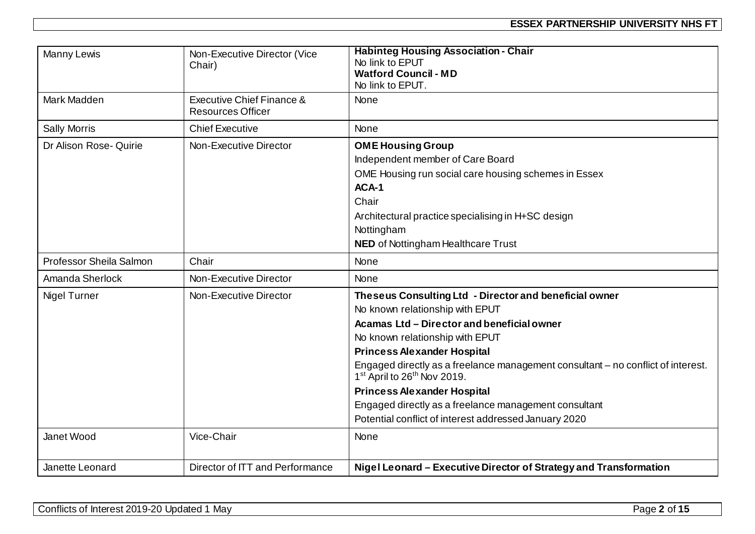| | | |
|---|---|---|
| Manny Lewis | Non-Executive Director (Vice Chair) | **Habinteg Housing Association - Chair**<br>No link to EPUT<br>**Watford Council - MD**<br>No link to EPUT. |
| Mark Madden | Executive Chief Finance & Resources Officer | None |
| Sally Morris | Chief Executive | None |
| Dr Alison Rose- Quirie | Non-Executive Director | **OME Housing Group**<br>Independent member of Care Board<br>OME Housing run social care housing schemes in Essex<br>**ACA-1**<br>Chair<br>Architectural practice specialising in H+SC design<br>Nottingham<br>**NED** of Nottingham Healthcare Trust |
| Professor Sheila Salmon | Chair | None |
| Amanda Sherlock | Non-Executive Director | None |
| Nigel Turner | Non-Executive Director | **Theseus Consulting Ltd - Director and beneficial owner**<br>No known relationship with EPUT<br>**Acamas Ltd – Director and beneficial owner**<br>No known relationship with EPUT<br>**Princess Alexander Hospital**<br>Engaged directly as a freelance management consultant – no conflict of interest. 1st April to 26th Nov 2019.<br>**Princess Alexander Hospital**<br>Engaged directly as a freelance management consultant<br>Potential conflict of interest addressed January 2020 |
| Janet Wood | Vice-Chair | None |
| Janette Leonard | Director of ITT and Performance | **Nigel Leonard – Executive Director of Strategy and Transformation** |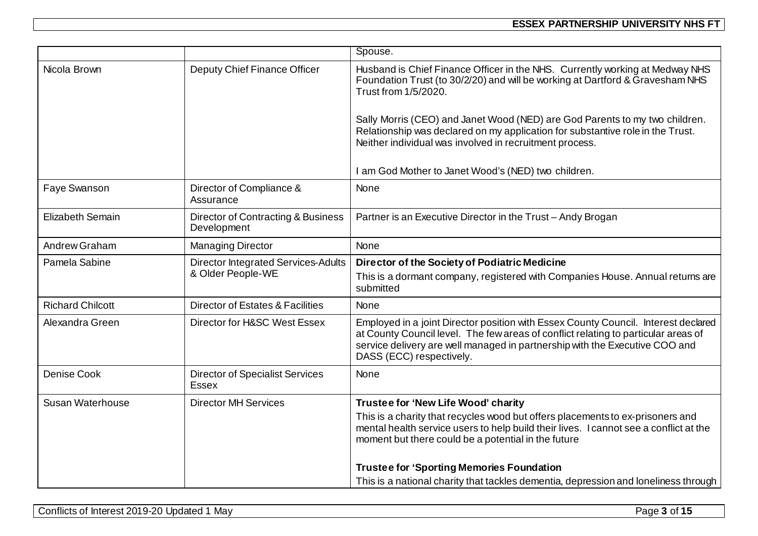| | | |
|---|---|---|
| | | Spouse. |
| Nicola Brown | Deputy Chief Finance Officer | Husband is Chief Finance Officer in the NHS. Currently working at Medway NHS Foundation Trust (to 30/2/20) and will be working at Dartford & Gravesham NHS Trust from 1/5/2020.<br><br>Sally Morris (CEO) and Janet Wood (NED) are God Parents to my two children. Relationship was declared on my application for substantive role in the Trust. Neither individual was involved in recruitment process.<br><br>I am God Mother to Janet Wood's (NED) two children. |
| Faye Swanson | Director of Compliance & Assurance | None |
| Elizabeth Semain | Director of Contracting & Business Development | Partner is an Executive Director in the Trust – Andy Brogan |
| Andrew Graham | Managing Director | None |
| Pamela Sabine | Director Integrated Services-Adults & Older People-WE | **Director of the Society of Podiatric Medicine**<br>This is a dormant company, registered with Companies House. Annual returns are submitted |
| Richard Chilcott | Director of Estates & Facilities | None |
| Alexandra Green | Director for H&SC West Essex | Employed in a joint Director position with Essex County Council. Interest declared at County Council level. The few areas of conflict relating to particular areas of service delivery are well managed in partnership with the Executive COO and DASS (ECC) respectively. |
| Denise Cook | Director of Specialist Services Essex | None |
| Susan Waterhouse | Director MH Services | **Trustee for 'New Life Wood' charity**<br>This is a charity that recycles wood but offers placements to ex-prisoners and mental health service users to help build their lives. I cannot see a conflict at the moment but there could be a potential in the future<br><br>**Trustee for 'Sporting Memories Foundation**<br>This is a national charity that tackles dementia, depression and loneliness through |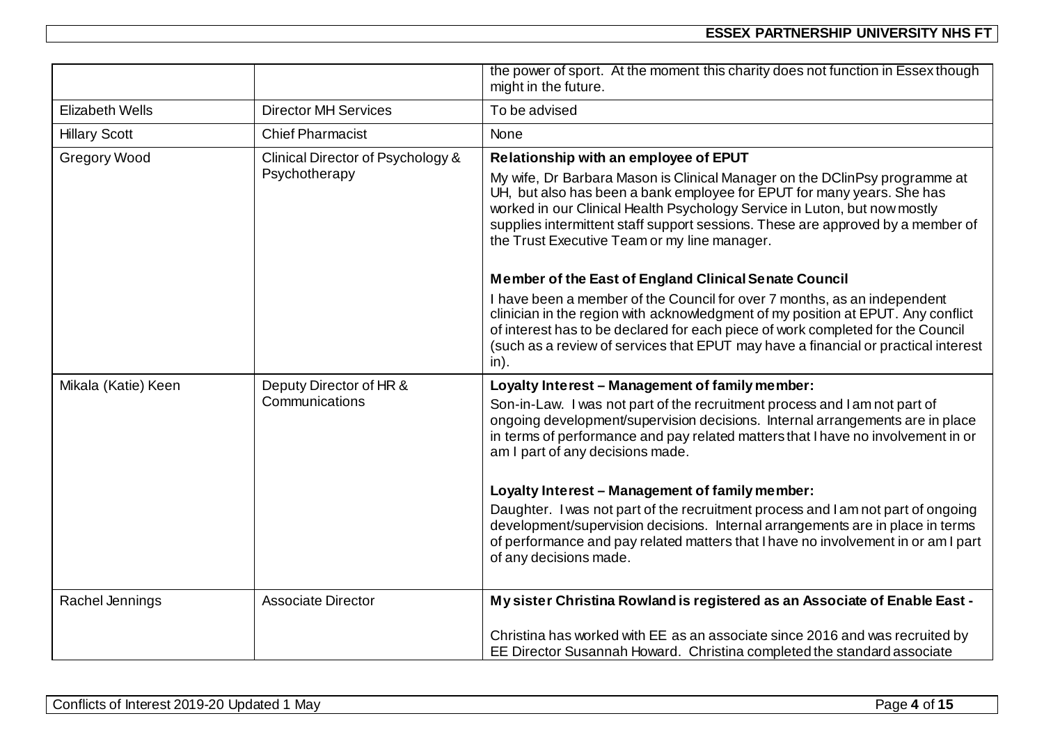| | | |
|---|---|---|
| | | the power of sport. At the moment this charity does not function in Essex though might in the future. |
| Elizabeth Wells | Director MH Services | To be advised |
| Hillary Scott | Chief Pharmacist | None |
| Gregory Wood | Clinical Director of Psychology & Psychotherapy | **Relationship with an employee of EPUT**<br>My wife, Dr Barbara Mason is Clinical Manager on the DClinPsy programme at UH, but also has been a bank employee for EPUT for many years. She has worked in our Clinical Health Psychology Service in Luton, but now mostly supplies intermittent staff support sessions. These are approved by a member of the Trust Executive Team or my line manager.<br><br>**Member of the East of England Clinical Senate Council**<br>I have been a member of the Council for over 7 months, as an independent clinician in the region with acknowledgment of my position at EPUT. Any conflict of interest has to be declared for each piece of work completed for the Council (such as a review of services that EPUT may have a financial or practical interest in). |
| Mikala (Katie) Keen | Deputy Director of HR & Communications | **Loyalty Interest – Management of family member:**<br>Son-in-Law. I was not part of the recruitment process and I am not part of ongoing development/supervision decisions. Internal arrangements are in place in terms of performance and pay related matters that I have no involvement in or am I part of any decisions made.<br><br>**Loyalty Interest – Management of family member:**<br>Daughter. I was not part of the recruitment process and I am not part of ongoing development/supervision decisions. Internal arrangements are in place in terms of performance and pay related matters that I have no involvement in or am I part of any decisions made. |
| Rachel Jennings | Associate Director | **My sister Christina Rowland is registered as an Associate of Enable East -**<br><br>Christina has worked with EE as an associate since 2016 and was recruited by EE Director Susannah Howard. Christina completed the standard associate |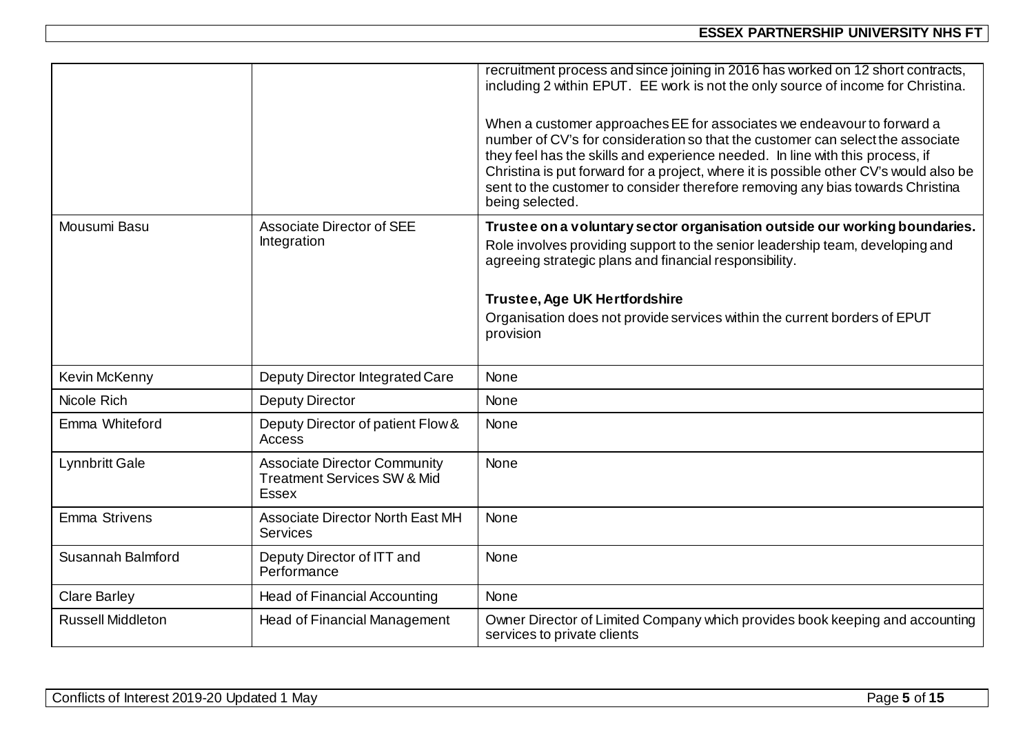| | | |
|---|---|---|
| | | recruitment process and since joining in 2016 has worked on 12 short contracts, including 2 within EPUT. EE work is not the only source of income for Christina.<br><br>When a customer approaches EE for associates we endeavour to forward a number of CV's for consideration so that the customer can select the associate they feel has the skills and experience needed. In line with this process, if Christina is put forward for a project, where it is possible other CV's would also be sent to the customer to consider therefore removing any bias towards Christina being selected. |
| Mousumi Basu | Associate Director of SEE Integration | **Trustee on a voluntary sector organisation outside our working boundaries.**<br>Role involves providing support to the senior leadership team, developing and agreeing strategic plans and financial responsibility.<br><br>**Trustee, Age UK Hertfordshire**<br>Organisation does not provide services within the current borders of EPUT provision |
| Kevin McKenny | Deputy Director Integrated Care | None |
| Nicole Rich | Deputy Director | None |
| Emma Whiteford | Deputy Director of patient Flow & Access | None |
| Lynnbritt Gale | Associate Director Community Treatment Services SW & Mid Essex | None |
| Emma Strivens | Associate Director North East MH Services | None |
| Susannah Balmford | Deputy Director of ITT and Performance | None |
| Clare Barley | Head of Financial Accounting | None |
| Russell Middleton | Head of Financial Management | Owner Director of Limited Company which provides book keeping and accounting services to private clients |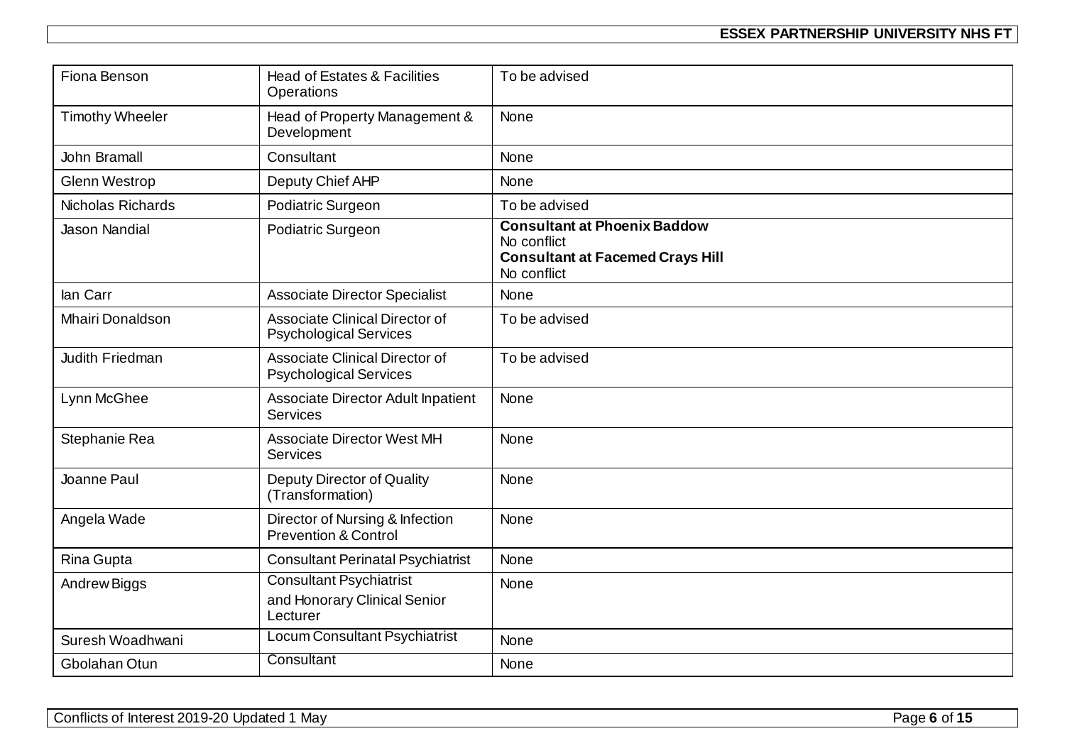| Fiona Benson | Head of Estates & Facilities Operations | To be advised |
|---|---|---|
| Timothy Wheeler | Head of Property Management & Development | None |
| John Bramall | Consultant | None |
| Glenn Westrop | Deputy Chief AHP | None |
| Nicholas Richards | Podiatric Surgeon | To be advised |
| Jason Nandial | Podiatric Surgeon | **Consultant at Phoenix Baddow**<br>No conflict<br>**Consultant at Facemed Crays Hill**<br>No conflict |
| Ian Carr | Associate Director Specialist | None |
| Mhairi Donaldson | Associate Clinical Director of Psychological Services | To be advised |
| Judith Friedman | Associate Clinical Director of Psychological Services | To be advised |
| Lynn McGhee | Associate Director Adult Inpatient Services | None |
| Stephanie Rea | Associate Director West MH Services | None |
| Joanne Paul | Deputy Director of Quality (Transformation) | None |
| Angela Wade | Director of Nursing & Infection Prevention & Control | None |
| Rina Gupta | Consultant Perinatal Psychiatrist | None |
| Andrew Biggs | Consultant Psychiatrist<br>and Honorary Clinical Senior Lecturer | None |
| Suresh Woadhwani | Locum Consultant Psychiatrist | None |
| Gbolahan Otun | Consultant | None |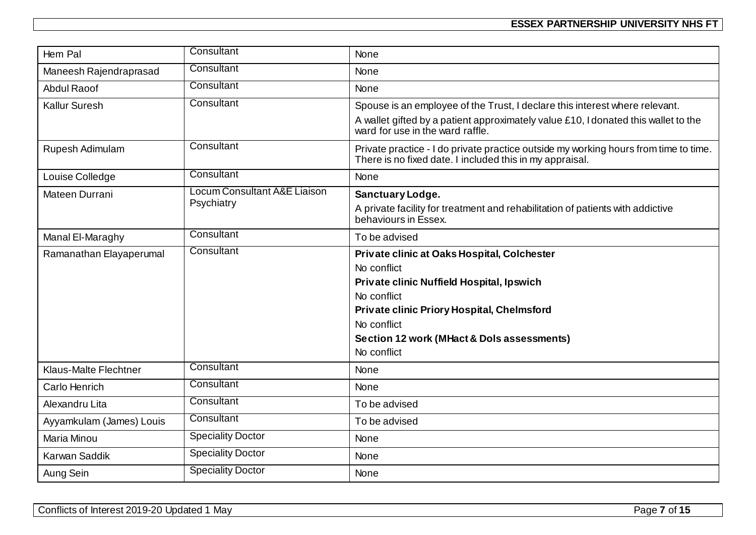| Hem Pal | Consultant | None |
|---|---|---|
| Maneesh Rajendraprasad | Consultant | None |
| Abdul Raoof | Consultant | None |
| Kallur Suresh | Consultant | Spouse is an employee of the Trust, I declare this interest where relevant.<br>A wallet gifted by a patient approximately value £10, I donated this wallet to the ward for use in the ward raffle. |
| Rupesh Adimulam | Consultant | Private practice - I do private practice outside my working hours from time to time. There is no fixed date. I included this in my appraisal. |
| Louise Colledge | Consultant | None |
| Mateen Durrani | Locum Consultant A&E Liaison Psychiatry | **Sanctuary Lodge.**<br>A private facility for treatment and rehabilitation of patients with addictive behaviours in Essex. |
| Manal El-Maraghy | Consultant | To be advised |
| Ramanathan Elayaperumal | Consultant | **Private clinic at Oaks Hospital, Colchester**<br>No conflict<br>**Private clinic Nuffield Hospital, Ipswich**<br>No conflict<br>**Private clinic Priory Hospital, Chelmsford**<br>No conflict<br>**Section 12 work (MHact & Dols assessments)**<br>No conflict |
| Klaus-Malte Flechtner | Consultant | None |
| Carlo Henrich | Consultant | None |
| Alexandru Lita | Consultant | To be advised |
| Ayyamkulam (James) Louis | Consultant | To be advised |
| Maria Minou | Speciality Doctor | None |
| Karwan Saddik | Speciality Doctor | None |
| Aung Sein | Speciality Doctor | None |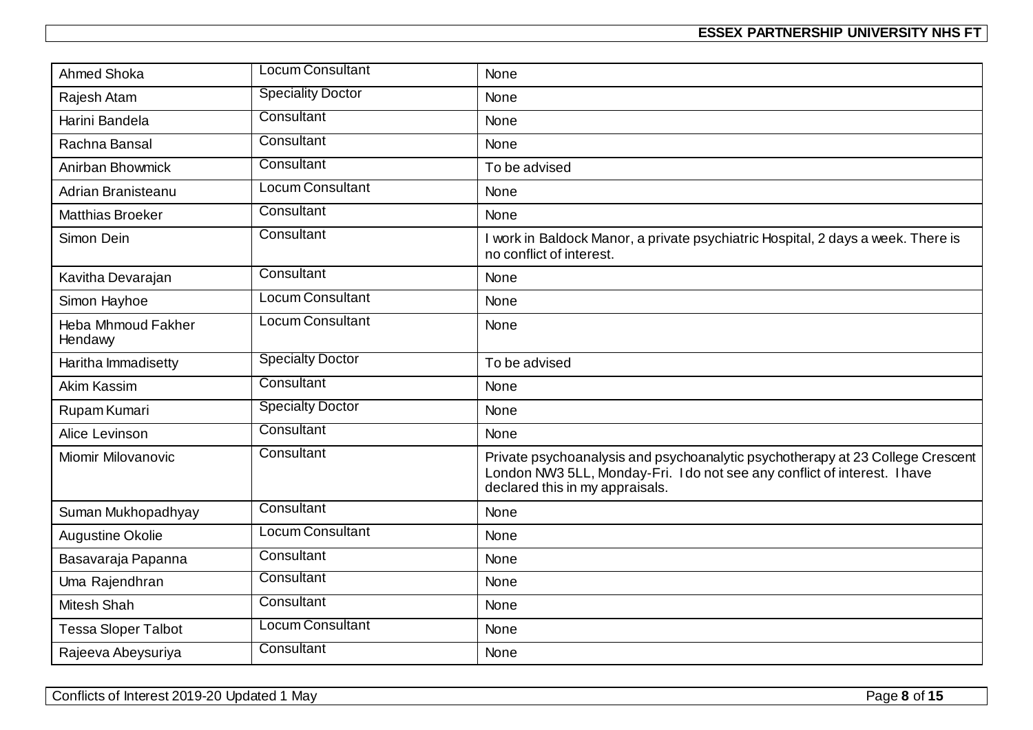| Ahmed Shoka | Locum Consultant | None |
|---|---|---|
| Rajesh Atam | Speciality Doctor | None |
| Harini Bandela | Consultant | None |
| Rachna Bansal | Consultant | None |
| Anirban Bhowmick | Consultant | To be advised |
| Adrian Branisteanu | Locum Consultant | None |
| Matthias Broeker | Consultant | None |
| Simon Dein | Consultant | I work in Baldock Manor, a private psychiatric Hospital, 2 days a week. There is no conflict of interest. |
| Kavitha Devarajan | Consultant | None |
| Simon Hayhoe | Locum Consultant | None |
| Heba Mhmoud Fakher Hendawy | Locum Consultant | None |
| Haritha Immadisetty | Specialty Doctor | To be advised |
| Akim Kassim | Consultant | None |
| Rupam Kumari | Specialty Doctor | None |
| Alice Levinson | Consultant | None |
| Miomir Milovanovic | Consultant | Private psychoanalysis and psychoanalytic psychotherapy at 23 College Crescent London NW3 5LL, Monday-Fri. I do not see any conflict of interest. I have declared this in my appraisals. |
| Suman Mukhopadhyay | Consultant | None |
| Augustine Okolie | Locum Consultant | None |
| Basavaraja Papanna | Consultant | None |
| Uma Rajendhran | Consultant | None |
| Mitesh Shah | Consultant | None |
| Tessa Sloper Talbot | Locum Consultant | None |
| Rajeeva Abeysuriya | Consultant | None |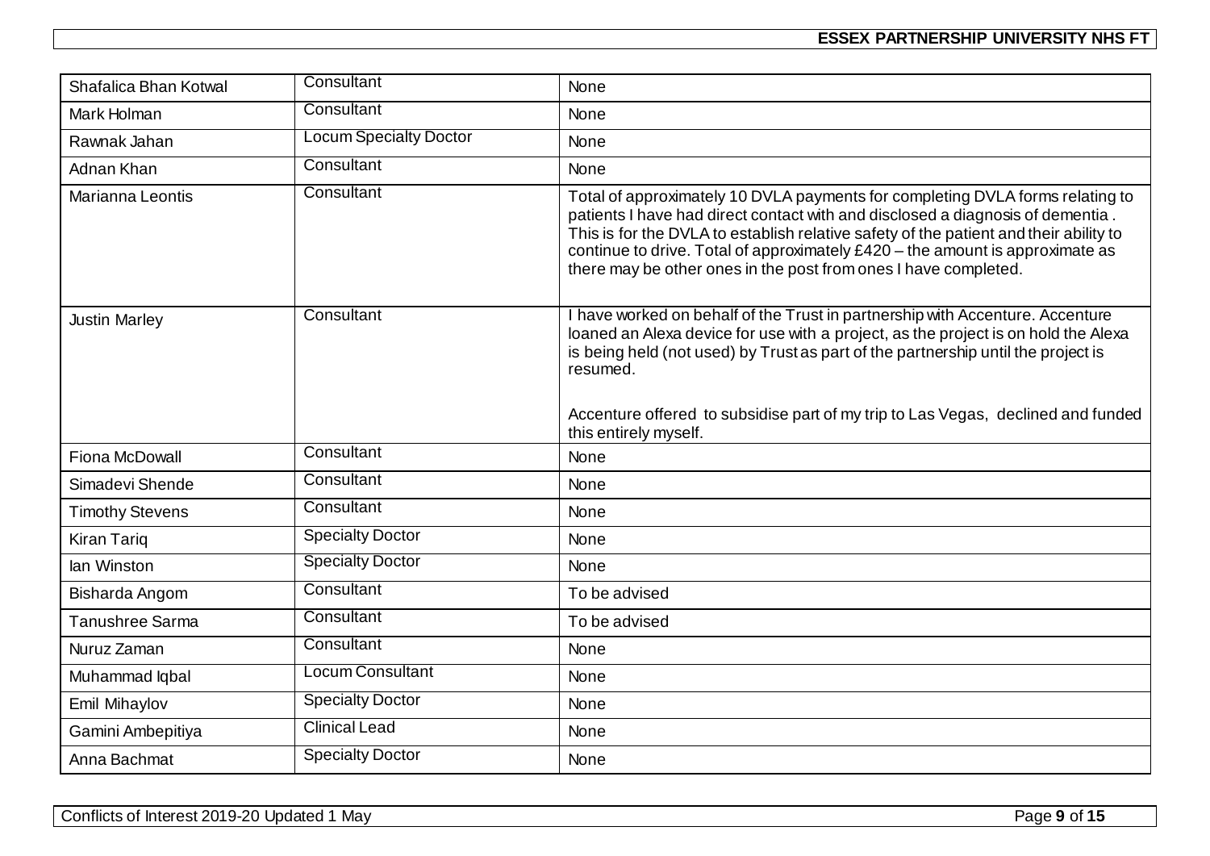| | | |
|---|---|---|
| Shafalica Bhan Kotwal | Consultant | None |
| Mark Holman | Consultant | None |
| Rawnak Jahan | Locum Specialty Doctor | None |
| Adnan Khan | Consultant | None |
| Marianna Leontis | Consultant | Total of approximately 10 DVLA payments for completing DVLA forms relating to patients I have had direct contact with and disclosed a diagnosis of dementia . This is for the DVLA to establish relative safety of the patient and their ability to continue to drive. Total of approximately £420 – the amount is approximate as there may be other ones in the post from ones I have completed. |
| Justin Marley | Consultant | I have worked on behalf of the Trust in partnership with Accenture. Accenture loaned an Alexa device for use with a project, as the project is on hold the Alexa is being held (not used) by Trust as part of the partnership until the project is resumed.<br><br>Accenture offered to subsidise part of my trip to Las Vegas, declined and funded this entirely myself. |
| Fiona McDowall | Consultant | None |
| Simadevi Shende | Consultant | None |
| Timothy Stevens | Consultant | None |
| Kiran Tariq | Specialty Doctor | None |
| Ian Winston | Specialty Doctor | None |
| Bisharda Angom | Consultant | To be advised |
| Tanushree Sarma | Consultant | To be advised |
| Nuruz Zaman | Consultant | None |
| Muhammad Iqbal | Locum Consultant | None |
| Emil Mihaylov | Specialty Doctor | None |
| Gamini Ambepitiya | Clinical Lead | None |
| Anna Bachmat | Specialty Doctor | None |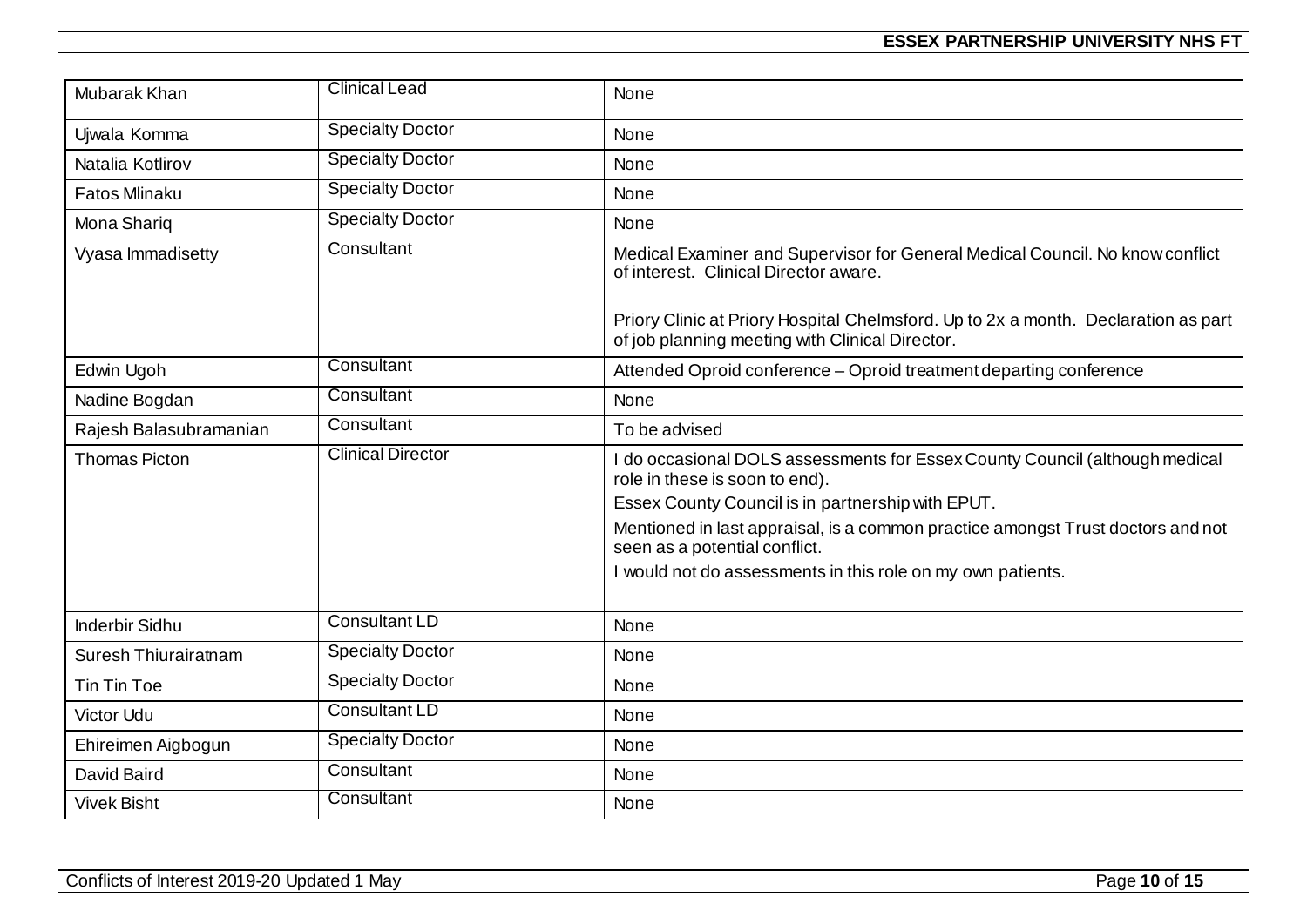| | | |
|---|---|---|
| Mubarak Khan | Clinical Lead | None |
| Ujwala Komma | Specialty Doctor | None |
| Natalia Kotlirov | Specialty Doctor | None |
| Fatos Mlinaku | Specialty Doctor | None |
| Mona Shariq | Specialty Doctor | None |
| Vyasa Immadisetty | Consultant | Medical Examiner and Supervisor for General Medical Council. No know conflict of interest. Clinical Director aware.<br><br>Priory Clinic at Priory Hospital Chelmsford. Up to 2x a month. Declaration as part of job planning meeting with Clinical Director. |
| Edwin Ugoh | Consultant | Attended Oproid conference – Oproid treatment departing conference |
| Nadine Bogdan | Consultant | None |
| Rajesh Balasubramanian | Consultant | To be advised |
| Thomas Picton | Clinical Director | I do occasional DOLS assessments for Essex County Council (although medical role in these is soon to end).<br>Essex County Council is in partnership with EPUT.<br>Mentioned in last appraisal, is a common practice amongst Trust doctors and not seen as a potential conflict.<br>I would not do assessments in this role on my own patients. |
| Inderbir Sidhu | Consultant LD | None |
| Suresh Thiurairatnam | Specialty Doctor | None |
| Tin Tin Toe | Specialty Doctor | None |
| Victor Udu | Consultant LD | None |
| Ehireimen Aigbogun | Specialty Doctor | None |
| David Baird | Consultant | None |
| Vivek Bisht | Consultant | None |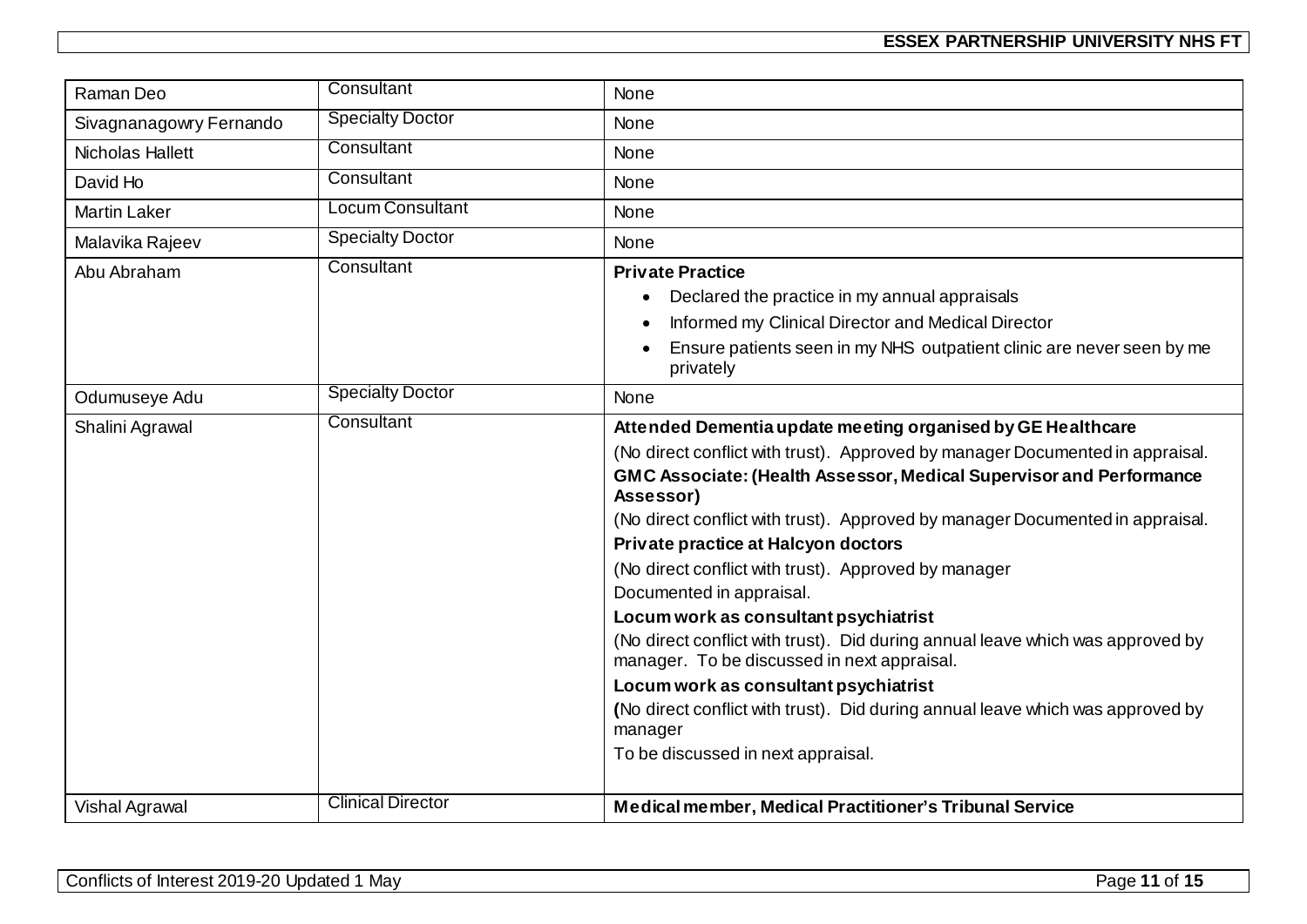| | | |
|---|---|---|
| Raman Deo | Consultant | None |
| Sivagnanagowry Fernando | Specialty Doctor | None |
| Nicholas Hallett | Consultant | None |
| David Ho | Consultant | None |
| Martin Laker | Locum Consultant | None |
| Malavika Rajeev | Specialty Doctor | None |
| Abu Abraham | Consultant | **Private Practice**<br>• Declared the practice in my annual appraisals<br>• Informed my Clinical Director and Medical Director<br>• Ensure patients seen in my NHS outpatient clinic are never seen by me privately |
| Odumuseye Adu | Specialty Doctor | None |
| Shalini Agrawal | Consultant | **Attended Dementia update meeting organised by GE Healthcare**<br>(No direct conflict with trust). Approved by manager Documented in appraisal.<br>**GMC Associate: (Health Assessor, Medical Supervisor and Performance Assessor)**<br>(No direct conflict with trust). Approved by manager Documented in appraisal.<br>**Private practice at Halcyon doctors**<br>(No direct conflict with trust). Approved by manager<br>Documented in appraisal.<br>**Locum work as consultant psychiatrist**<br>(No direct conflict with trust). Did during annual leave which was approved by manager. To be discussed in next appraisal.<br>**Locum work as consultant psychiatrist**<br>**(**No direct conflict with trust). Did during annual leave which was approved by manager<br>To be discussed in next appraisal. |
| Vishal Agrawal | Clinical Director | **Medical member, Medical Practitioner's Tribunal Service** |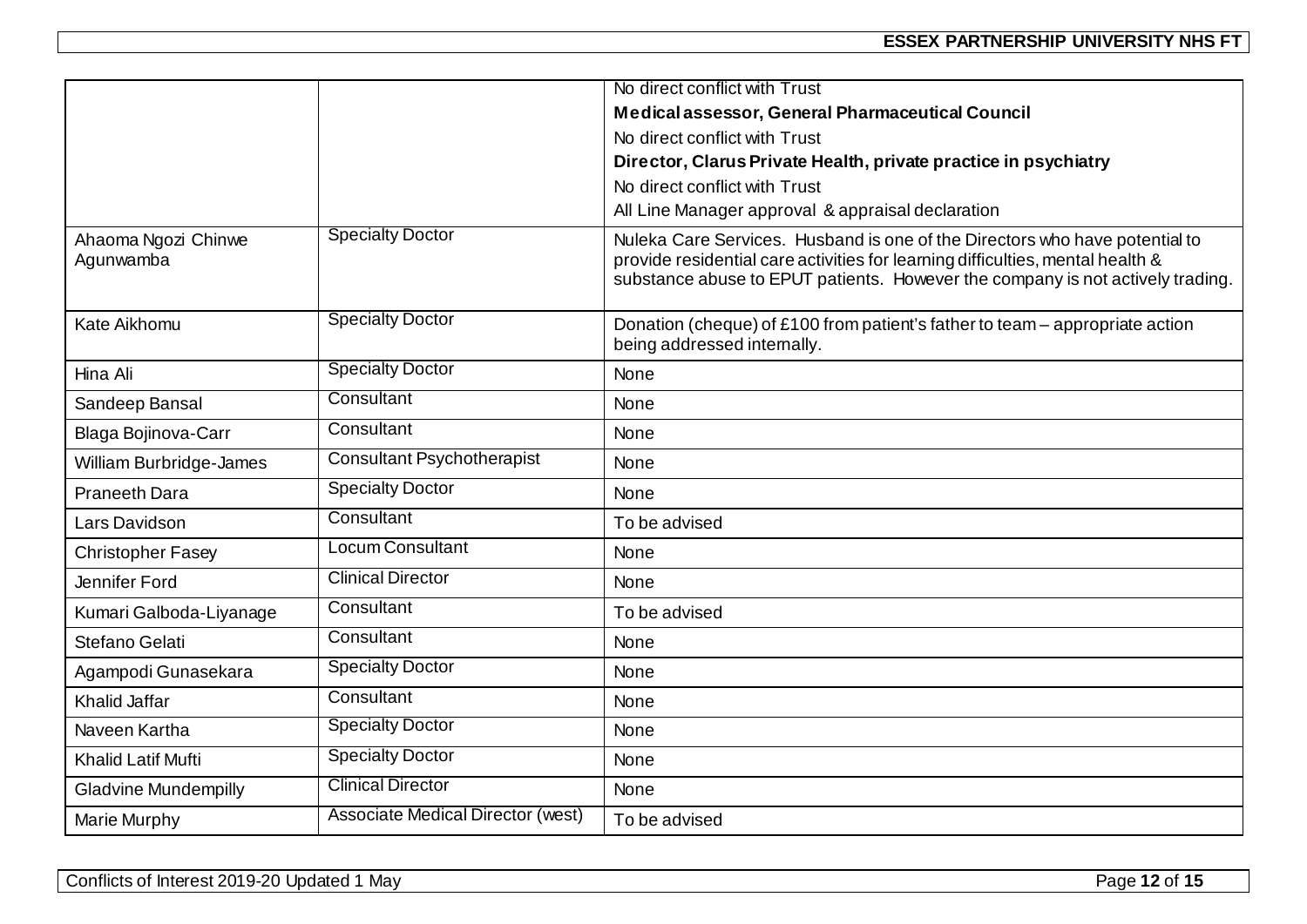| | | |
|---|---|---|
| | | No direct conflict with Trust<br>**Medical assessor, General Pharmaceutical Council**<br>No direct conflict with Trust<br>**Director, Clarus Private Health, private practice in psychiatry**<br>No direct conflict with Trust<br>All Line Manager approval & appraisal declaration |
| Ahaoma Ngozi Chinwe Agunwamba | Specialty Doctor | Nuleka Care Services. Husband is one of the Directors who have potential to provide residential care activities for learning difficulties, mental health & substance abuse to EPUT patients. However the company is not actively trading. |
| Kate Aikhomu | Specialty Doctor | Donation (cheque) of £100 from patient's father to team – appropriate action being addressed internally. |
| Hina Ali | Specialty Doctor | None |
| Sandeep Bansal | Consultant | None |
| Blaga Bojinova-Carr | Consultant | None |
| William Burbridge-James | Consultant Psychotherapist | None |
| Praneeth Dara | Specialty Doctor | None |
| Lars Davidson | Consultant | To be advised |
| Christopher Fasey | Locum Consultant | None |
| Jennifer Ford | Clinical Director | None |
| Kumari Galboda-Liyanage | Consultant | To be advised |
| Stefano Gelati | Consultant | None |
| Agampodi Gunasekara | Specialty Doctor | None |
| Khalid Jaffar | Consultant | None |
| Naveen Kartha | Specialty Doctor | None |
| Khalid Latif Mufti | Specialty Doctor | None |
| Gladvine Mundempilly | Clinical Director | None |
| Marie Murphy | Associate Medical Director (west) | To be advised |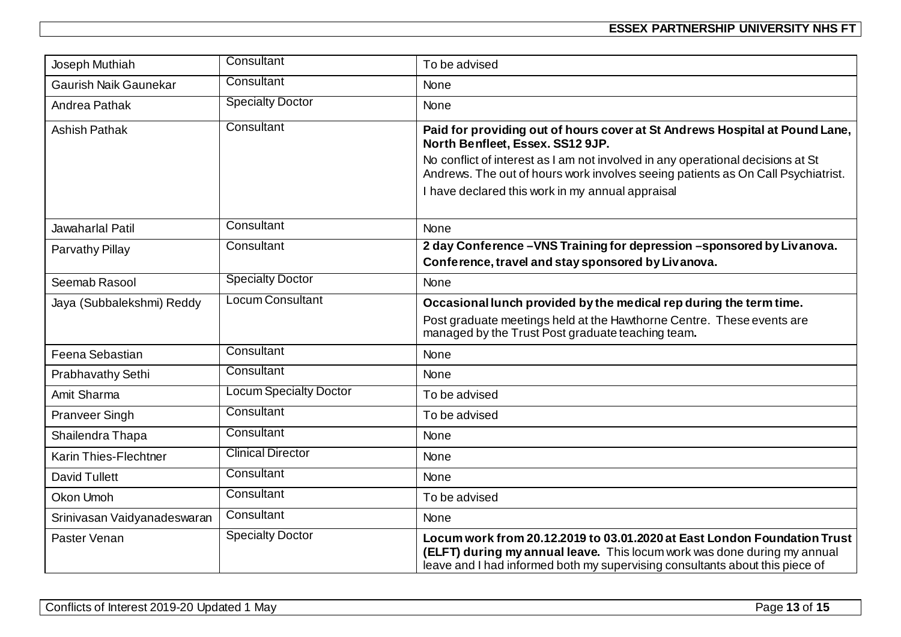| Joseph Muthiah | Consultant | To be advised |
|---|---|---|
| Gaurish Naik Gaunekar | Consultant | None |
| Andrea Pathak | Specialty Doctor | None |
| Ashish Pathak | Consultant | **Paid for providing out of hours cover at St Andrews Hospital at Pound Lane, North Benfleet, Essex. SS12 9JP.** No conflict of interest as I am not involved in any operational decisions at St Andrews. The out of hours work involves seeing patients as On Call Psychiatrist. I have declared this work in my annual appraisal |
| Jawaharlal Patil | Consultant | None |
| Parvathy Pillay | Consultant | **2 day Conference –VNS Training for depression –sponsored by Livanova. Conference, travel and stay sponsored by Livanova.** |
| Seemab Rasool | Specialty Doctor | None |
| Jaya (Subbalekshmi) Reddy | Locum Consultant | **Occasional lunch provided by the medical rep during the term time.** Post graduate meetings held at the Hawthorne Centre. These events are managed by the Trust Post graduate teaching team**.** |
| Feena Sebastian | Consultant | None |
| Prabhavathy Sethi | Consultant | None |
| Amit Sharma | Locum Specialty Doctor | To be advised |
| Pranveer Singh | Consultant | To be advised |
| Shailendra Thapa | Consultant | None |
| Karin Thies-Flechtner | Clinical Director | None |
| David Tullett | Consultant | None |
| Okon Umoh | Consultant | To be advised |
| Srinivasan Vaidyanadeswaran | Consultant | None |
| Paster Venan | Specialty Doctor | **Locum work from 20.12.2019 to 03.01.2020 at East London Foundation Trust (ELFT) during my annual leave.** This locum work was done during my annual leave and I had informed both my supervising consultants about this piece of |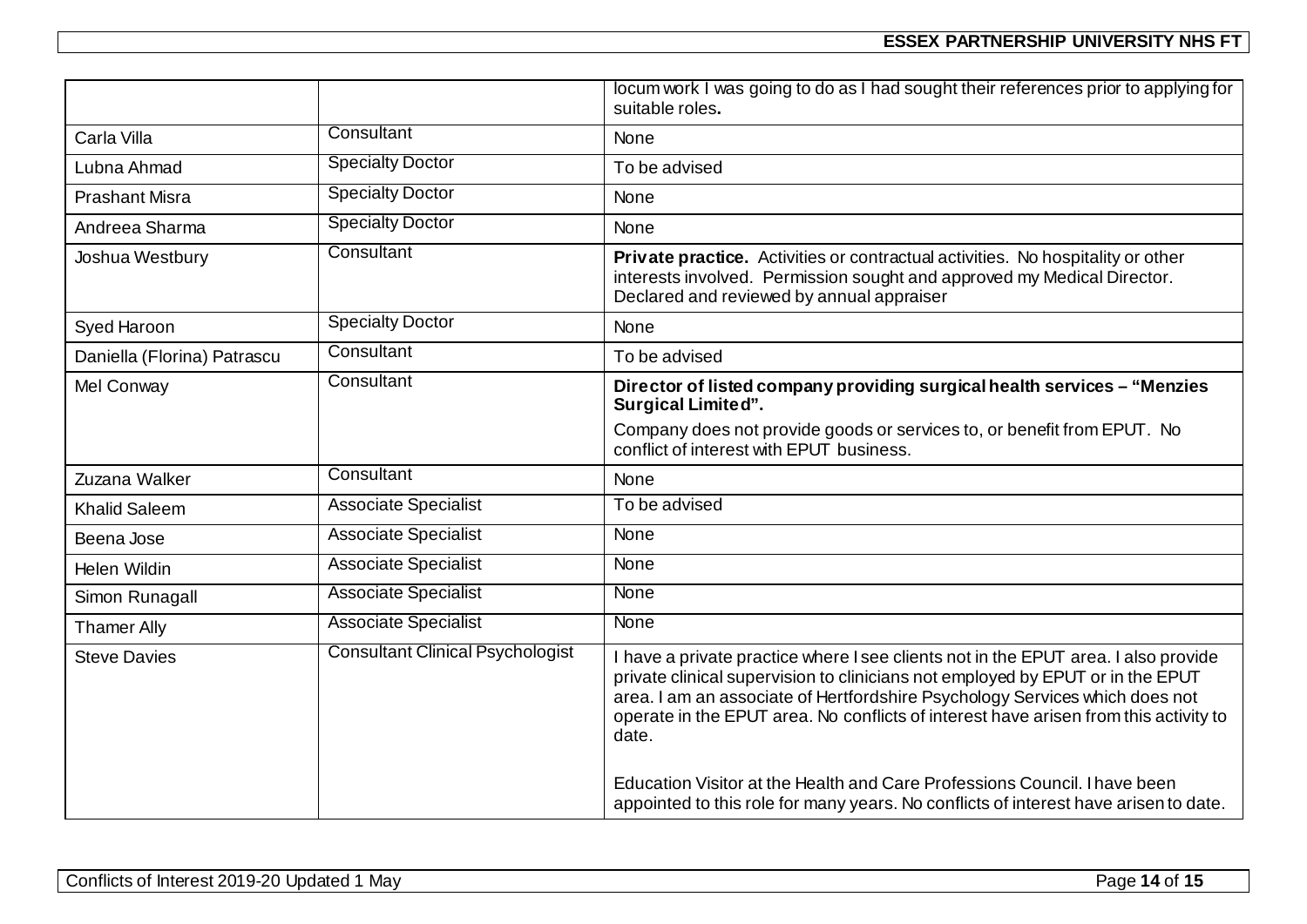| | | |
|---|---|---|
| | | locum work I was going to do as I had sought their references prior to applying for suitable roles**.** |
| Carla Villa | Consultant | None |
| Lubna Ahmad | Specialty Doctor | To be advised |
| Prashant Misra | Specialty Doctor | None |
| Andreea Sharma | Specialty Doctor | None |
| Joshua Westbury | Consultant | **Private practice.** Activities or contractual activities. No hospitality or other interests involved. Permission sought and approved my Medical Director. Declared and reviewed by annual appraiser |
| Syed Haroon | Specialty Doctor | None |
| Daniella (Florina) Patrascu | Consultant | To be advised |
| Mel Conway | Consultant | **Director of listed company providing surgical health services – "Menzies Surgical Limited".** Company does not provide goods or services to, or benefit from EPUT. No conflict of interest with EPUT business. |
| Zuzana Walker | Consultant | None |
| Khalid Saleem | Associate Specialist | To be advised |
| Beena Jose | Associate Specialist | None |
| Helen Wildin | Associate Specialist | None |
| Simon Runagall | Associate Specialist | None |
| Thamer Ally | Associate Specialist | None |
| Steve Davies | Consultant Clinical Psychologist | I have a private practice where I see clients not in the EPUT area. I also provide private clinical supervision to clinicians not employed by EPUT or in the EPUT area. I am an associate of Hertfordshire Psychology Services which does not operate in the EPUT area. No conflicts of interest have arisen from this activity to date. Education Visitor at the Health and Care Professions Council. I have been appointed to this role for many years. No conflicts of interest have arisen to date. |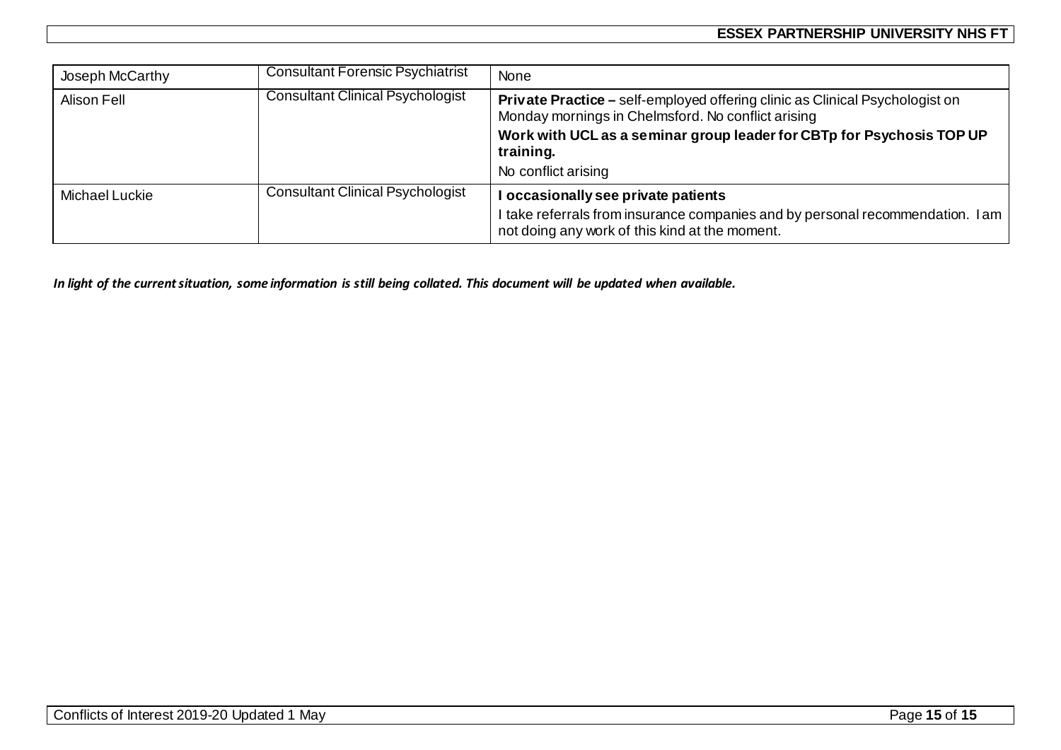| | | |
|---|---|---|
| Joseph McCarthy | Consultant Forensic Psychiatrist | None |
| Alison Fell | Consultant Clinical Psychologist | **Private Practice –** self-employed offering clinic as Clinical Psychologist on Monday mornings in Chelmsford. No conflict arising<br>**Work with UCL as a seminar group leader for CBTp for Psychosis TOP UP training.**<br>No conflict arising |
| Michael Luckie | Consultant Clinical Psychologist | **I occasionally see private patients**<br>I take referrals from insurance companies and by personal recommendation. I am not doing any work of this kind at the moment. |

***In light of the current situation, some information is still being collated. This document will be updated when available.***